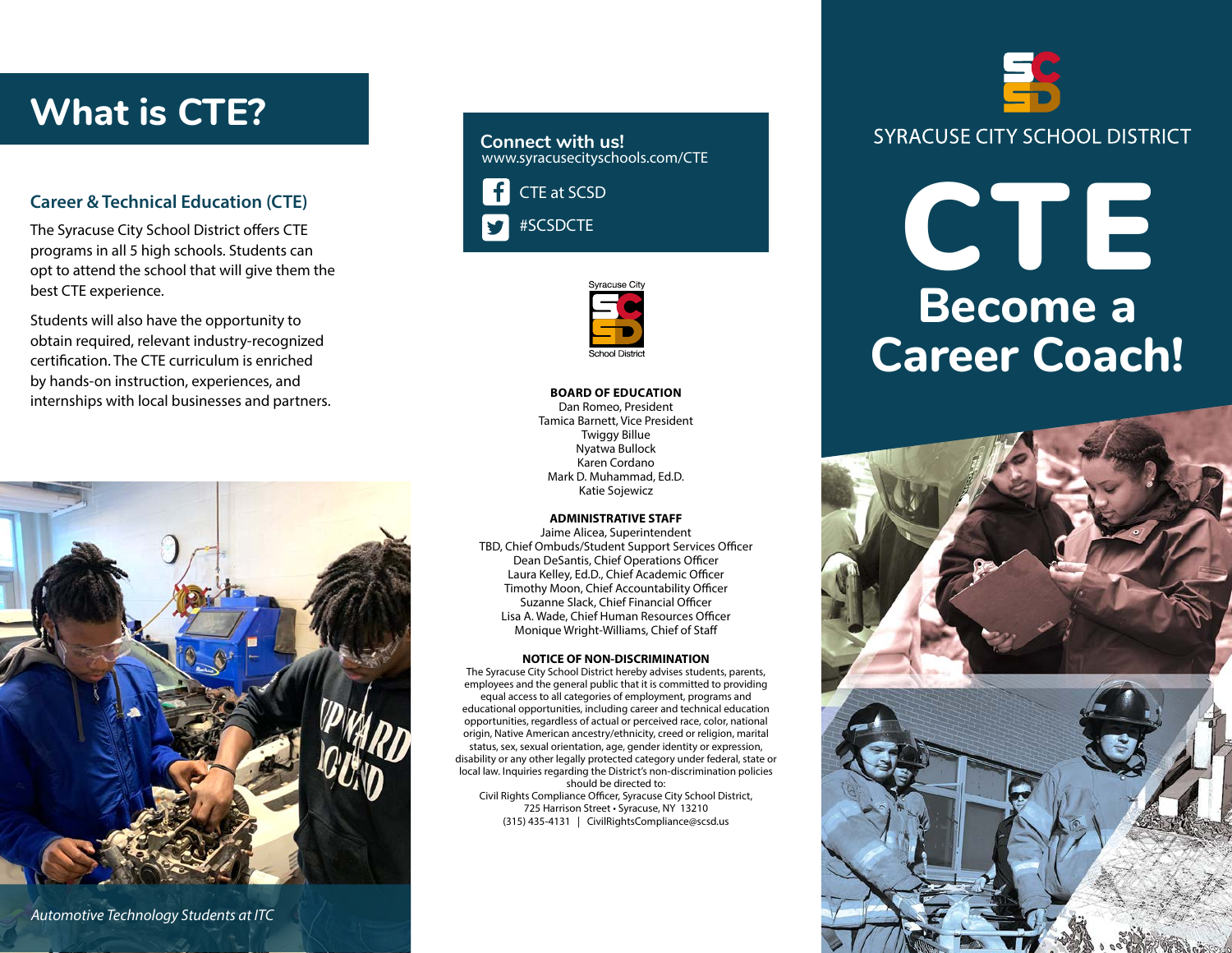# What is CTE?

### Career & Technical Education (CTE)

The Syracuse City School District offers CTE programs in all 5 high schools. Students can opt to attend the school that will give them the best CTE experience.

Students will also have the opportunity to obtain required, relevant industry-recognized certification. The CTE curriculum is enriched by hands-on instruction, experiences, and internships with local businesses and partners.

*Automotive Technology Students at ITC*

## Connect with us!

www.syracusecityschools.com/CTE

CTE at SCSD

#SCSDCTE

Syracuse City School District

**BOARD OF EDUCATION**

Dan Romeo, President
Tamica Barnett, Vice President
Twiggy Billue
Nyatwa Bullock
Karen Cordano
Mark D. Muhammad, Ed.D.
Katie Sojewicz

**ADMINISTRATIVE STAFF**

Jaime Alicea, Superintendent
TBD, Chief Ombuds/Student Support Services Officer
Dean DeSantis, Chief Operations Officer
Laura Kelley, Ed.D., Chief Academic Officer
Timothy Moon, Chief Accountability Officer
Suzanne Slack, Chief Financial Officer
Lisa A. Wade, Chief Human Resources Officer
Monique Wright-Williams, Chief of Staff

**NOTICE OF NON-DISCRIMINATION**

The Syracuse City School District hereby advises students, parents, employees and the general public that it is committed to providing equal access to all categories of employment, programs and educational opportunities, including career and technical education opportunities, regardless of actual or perceived race, color, national origin, Native American ancestry/ethnicity, creed or religion, marital status, sex, sexual orientation, age, gender identity or expression, disability or any other legally protected category under federal, state or local law. Inquiries regarding the District's non-discrimination policies should be directed to:
Civil Rights Compliance Officer, Syracuse City School District,
725 Harrison Street • Syracuse, NY 13210
(315) 435-4131 | CivilRightsCompliance@scsd.us

SYRACUSE CITY SCHOOL DISTRICT

# CTE

# Become a Career Coach!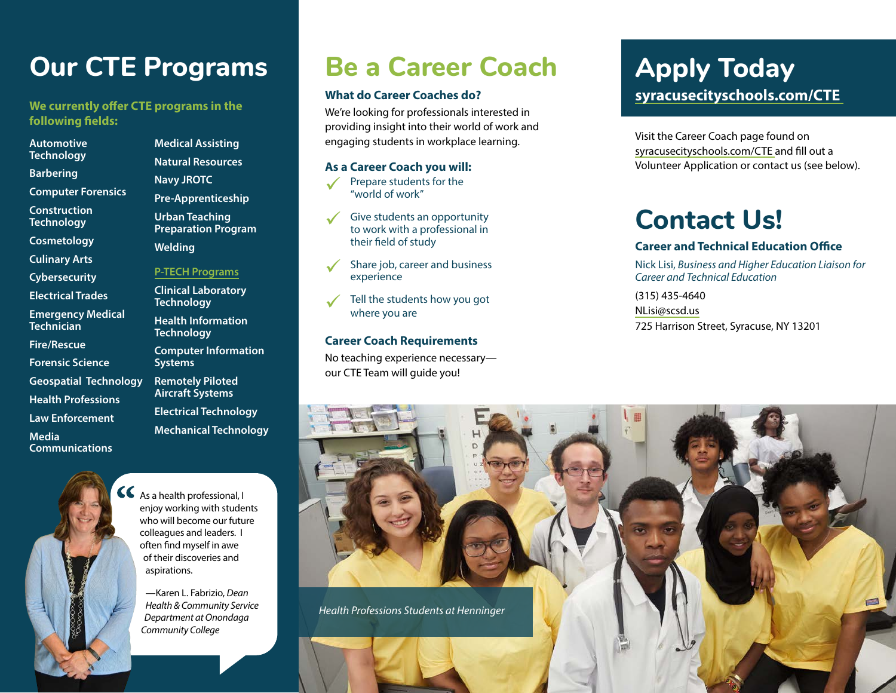# Our CTE Programs

**We currently offer CTE programs in the following fields:**

- Automotive Technology
- Barbering
- Computer Forensics
- Construction Technology
- Cosmetology
- Culinary Arts
- Cybersecurity
- Electrical Trades
- Emergency Medical Technician
- Fire/Rescue
- Forensic Science
- Geospatial Technology
- Health Professions
- Law Enforcement
- Media Communications
- Medical Assisting
- Natural Resources
- Navy JROTC
- Pre-Apprenticeship
- Urban Teaching Preparation Program
- Welding

**P-TECH Programs**

- Clinical Laboratory Technology
- Health Information Technology
- Computer Information Systems
- Remotely Piloted Aircraft Systems
- Electrical Technology
- Mechanical Technology

"As a health professional, I enjoy working with students who will become our future colleagues and leaders. I often find myself in awe of their discoveries and aspirations.

—Karen L. Fabrizio, *Dean Health & Community Service Department at Onondaga Community College*

# Be a Career Coach

### What do Career Coaches do?

We're looking for professionals interested in providing insight into their world of work and engaging students in workplace learning.

### As a Career Coach you will:

- ✓ Prepare students for the "world of work"
- ✓ Give students an opportunity to work with a professional in their field of study
- ✓ Share job, career and business experience
- ✓ Tell the students how you got where you are

### Career Coach Requirements

No teaching experience necessary—our CTE Team will guide you!

# Apply Today

**syracusecityschools.com/CTE**

Visit the Career Coach page found on syracusecityschools.com/CTE and fill out a Volunteer Application or contact us (see below).

# Contact Us!

### Career and Technical Education Office

Nick Lisi, *Business and Higher Education Liaison for Career and Technical Education*

(315) 435-4640

NLisi@scsd.us

725 Harrison Street, Syracuse, NY 13201

*Health Professions Students at Henninger*